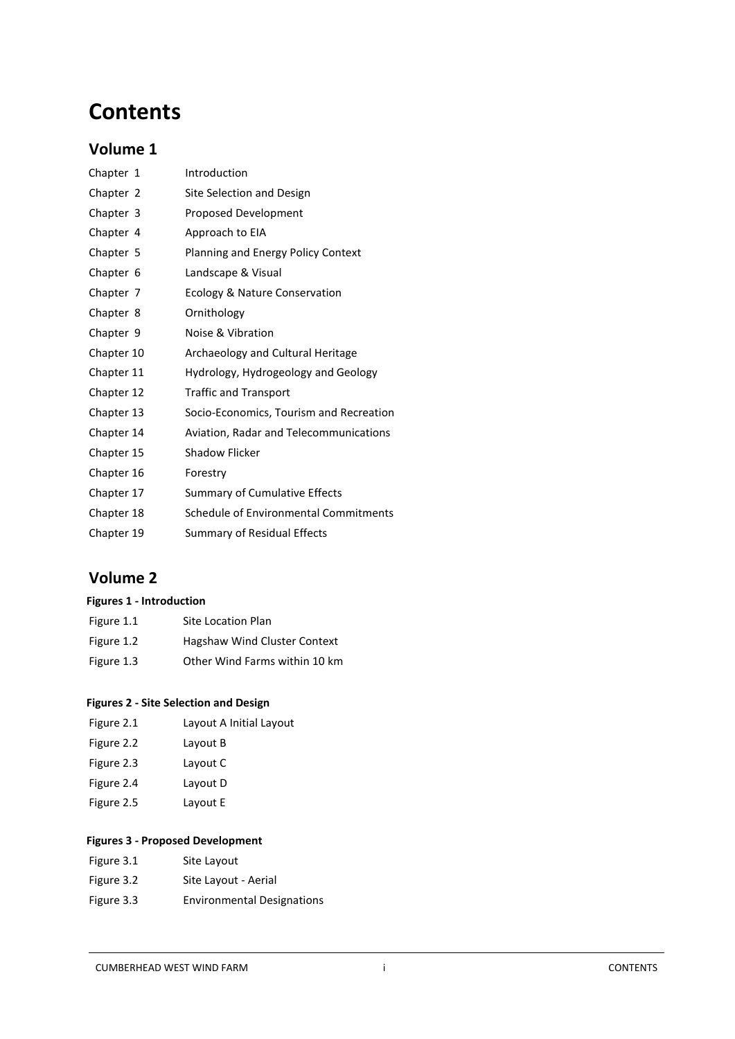# Contents

## Volume 1

| | |
|---|---|
| Chapter 1 | Introduction |
| Chapter 2 | Site Selection and Design |
| Chapter 3 | Proposed Development |
| Chapter 4 | Approach to EIA |
| Chapter 5 | Planning and Energy Policy Context |
| Chapter 6 | Landscape & Visual |
| Chapter 7 | Ecology & Nature Conservation |
| Chapter 8 | Ornithology |
| Chapter 9 | Noise & Vibration |
| Chapter 10 | Archaeology and Cultural Heritage |
| Chapter 11 | Hydrology, Hydrogeology and Geology |
| Chapter 12 | Traffic and Transport |
| Chapter 13 | Socio-Economics, Tourism and Recreation |
| Chapter 14 | Aviation, Radar and Telecommunications |
| Chapter 15 | Shadow Flicker |
| Chapter 16 | Forestry |
| Chapter 17 | Summary of Cumulative Effects |
| Chapter 18 | Schedule of Environmental Commitments |
| Chapter 19 | Summary of Residual Effects |

## Volume 2

**Figures 1 - Introduction**

| | |
|---|---|
| Figure 1.1 | Site Location Plan |
| Figure 1.2 | Hagshaw Wind Cluster Context |
| Figure 1.3 | Other Wind Farms within 10 km |

**Figures 2 - Site Selection and Design**

| | |
|---|---|
| Figure 2.1 | Layout A Initial Layout |
| Figure 2.2 | Layout B |
| Figure 2.3 | Layout C |
| Figure 2.4 | Layout D |
| Figure 2.5 | Layout E |

**Figures 3 - Proposed Development**

| | |
|---|---|
| Figure 3.1 | Site Layout |
| Figure 3.2 | Site Layout - Aerial |
| Figure 3.3 | Environmental Designations |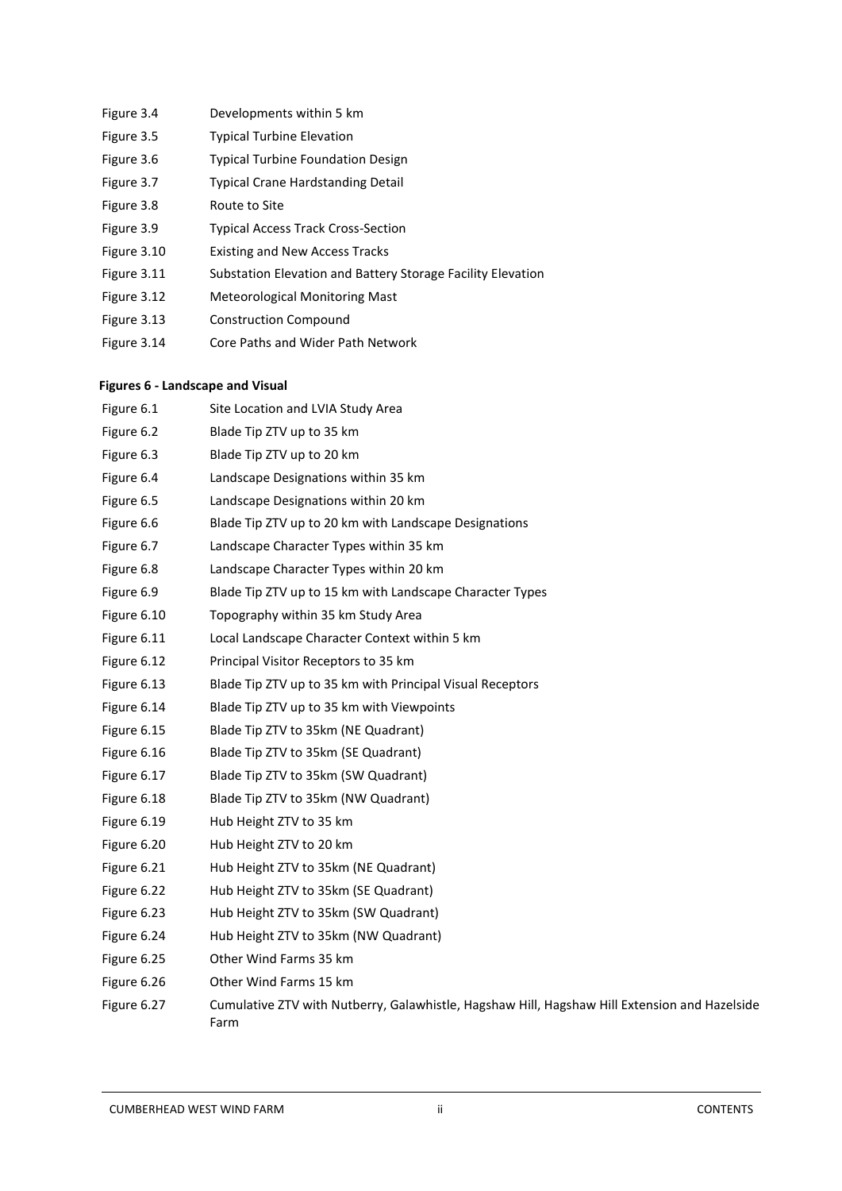| | |
|---|---|
| Figure 3.4 | Developments within 5 km |
| Figure 3.5 | Typical Turbine Elevation |
| Figure 3.6 | Typical Turbine Foundation Design |
| Figure 3.7 | Typical Crane Hardstanding Detail |
| Figure 3.8 | Route to Site |
| Figure 3.9 | Typical Access Track Cross-Section |
| Figure 3.10 | Existing and New Access Tracks |
| Figure 3.11 | Substation Elevation and Battery Storage Facility Elevation |
| Figure 3.12 | Meteorological Monitoring Mast |
| Figure 3.13 | Construction Compound |
| Figure 3.14 | Core Paths and Wider Path Network |

**Figures 6 - Landscape and Visual**

| | |
|---|---|
| Figure 6.1 | Site Location and LVIA Study Area |
| Figure 6.2 | Blade Tip ZTV up to 35 km |
| Figure 6.3 | Blade Tip ZTV up to 20 km |
| Figure 6.4 | Landscape Designations within 35 km |
| Figure 6.5 | Landscape Designations within 20 km |
| Figure 6.6 | Blade Tip ZTV up to 20 km with Landscape Designations |
| Figure 6.7 | Landscape Character Types within 35 km |
| Figure 6.8 | Landscape Character Types within 20 km |
| Figure 6.9 | Blade Tip ZTV up to 15 km with Landscape Character Types |
| Figure 6.10 | Topography within 35 km Study Area |
| Figure 6.11 | Local Landscape Character Context within 5 km |
| Figure 6.12 | Principal Visitor Receptors to 35 km |
| Figure 6.13 | Blade Tip ZTV up to 35 km with Principal Visual Receptors |
| Figure 6.14 | Blade Tip ZTV up to 35 km with Viewpoints |
| Figure 6.15 | Blade Tip ZTV to 35km (NE Quadrant) |
| Figure 6.16 | Blade Tip ZTV to 35km (SE Quadrant) |
| Figure 6.17 | Blade Tip ZTV to 35km (SW Quadrant) |
| Figure 6.18 | Blade Tip ZTV to 35km (NW Quadrant) |
| Figure 6.19 | Hub Height ZTV to 35 km |
| Figure 6.20 | Hub Height ZTV to 20 km |
| Figure 6.21 | Hub Height ZTV to 35km (NE Quadrant) |
| Figure 6.22 | Hub Height ZTV to 35km (SE Quadrant) |
| Figure 6.23 | Hub Height ZTV to 35km (SW Quadrant) |
| Figure 6.24 | Hub Height ZTV to 35km (NW Quadrant) |
| Figure 6.25 | Other Wind Farms 35 km |
| Figure 6.26 | Other Wind Farms 15 km |
| Figure 6.27 | Cumulative ZTV with Nutberry, Galawhistle, Hagshaw Hill, Hagshaw Hill Extension and Hazelside Farm |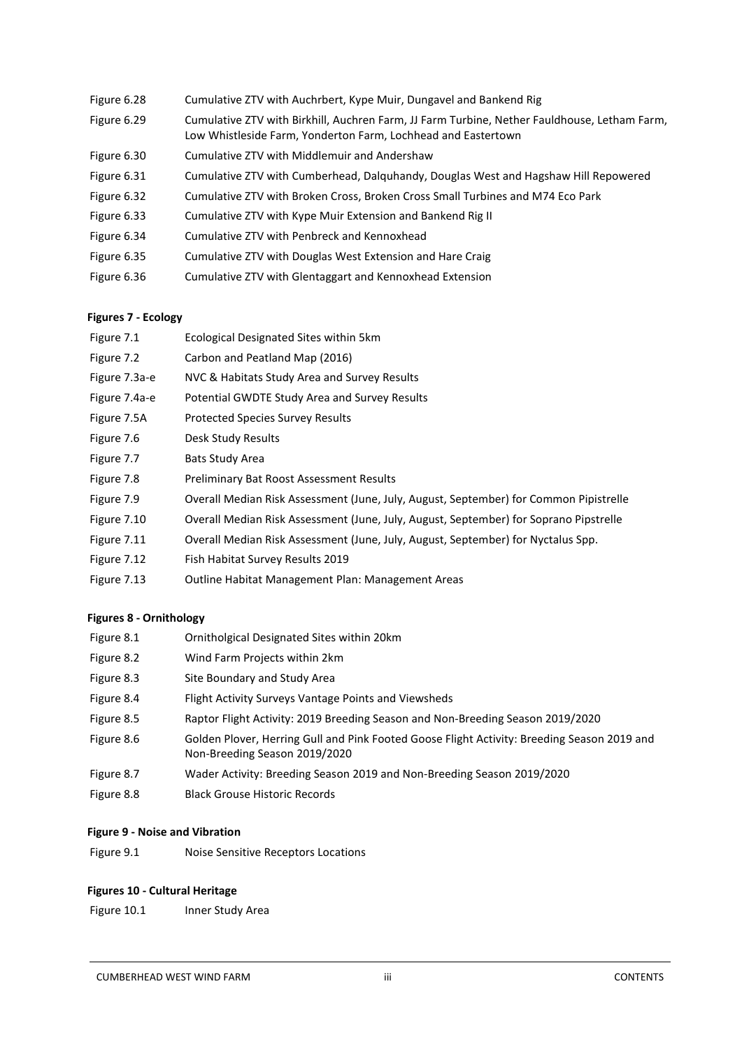| | |
|---|---|
| Figure 6.28 | Cumulative ZTV with Auchrbert, Kype Muir, Dungavel and Bankend Rig |
| Figure 6.29 | Cumulative ZTV with Birkhill, Auchren Farm, JJ Farm Turbine, Nether Fauldhouse, Letham Farm, Low Whistleside Farm, Yonderton Farm, Lochhead and Eastertown |
| Figure 6.30 | Cumulative ZTV with Middlemuir and Andershaw |
| Figure 6.31 | Cumulative ZTV with Cumberhead, Dalquhandy, Douglas West and Hagshaw Hill Repowered |
| Figure 6.32 | Cumulative ZTV with Broken Cross, Broken Cross Small Turbines and M74 Eco Park |
| Figure 6.33 | Cumulative ZTV with Kype Muir Extension and Bankend Rig II |
| Figure 6.34 | Cumulative ZTV with Penbreck and Kennoxhead |
| Figure 6.35 | Cumulative ZTV with Douglas West Extension and Hare Craig |
| Figure 6.36 | Cumulative ZTV with Glentaggart and Kennoxhead Extension |

**Figures 7 - Ecology**

| | |
|---|---|
| Figure 7.1 | Ecological Designated Sites within 5km |
| Figure 7.2 | Carbon and Peatland Map (2016) |
| Figure 7.3a-e | NVC & Habitats Study Area and Survey Results |
| Figure 7.4a-e | Potential GWDTE Study Area and Survey Results |
| Figure 7.5A | Protected Species Survey Results |
| Figure 7.6 | Desk Study Results |
| Figure 7.7 | Bats Study Area |
| Figure 7.8 | Preliminary Bat Roost Assessment Results |
| Figure 7.9 | Overall Median Risk Assessment (June, July, August, September) for Common Pipistrelle |
| Figure 7.10 | Overall Median Risk Assessment (June, July, August, September) for Soprano Pipstrelle |
| Figure 7.11 | Overall Median Risk Assessment (June, July, August, September) for Nyctalus Spp. |
| Figure 7.12 | Fish Habitat Survey Results 2019 |
| Figure 7.13 | Outline Habitat Management Plan: Management Areas |

**Figures 8 - Ornithology**

| | |
|---|---|
| Figure 8.1 | Ornitholgical Designated Sites within 20km |
| Figure 8.2 | Wind Farm Projects within 2km |
| Figure 8.3 | Site Boundary and Study Area |
| Figure 8.4 | Flight Activity Surveys Vantage Points and Viewsheds |
| Figure 8.5 | Raptor Flight Activity: 2019 Breeding Season and Non-Breeding Season 2019/2020 |
| Figure 8.6 | Golden Plover, Herring Gull and Pink Footed Goose Flight Activity: Breeding Season 2019 and Non-Breeding Season 2019/2020 |
| Figure 8.7 | Wader Activity: Breeding Season 2019 and Non-Breeding Season 2019/2020 |
| Figure 8.8 | Black Grouse Historic Records |

**Figure 9 - Noise and Vibration**

| | |
|---|---|
| Figure 9.1 | Noise Sensitive Receptors Locations |

**Figures 10 - Cultural Heritage**

| | |
|---|---|
| Figure 10.1 | Inner Study Area |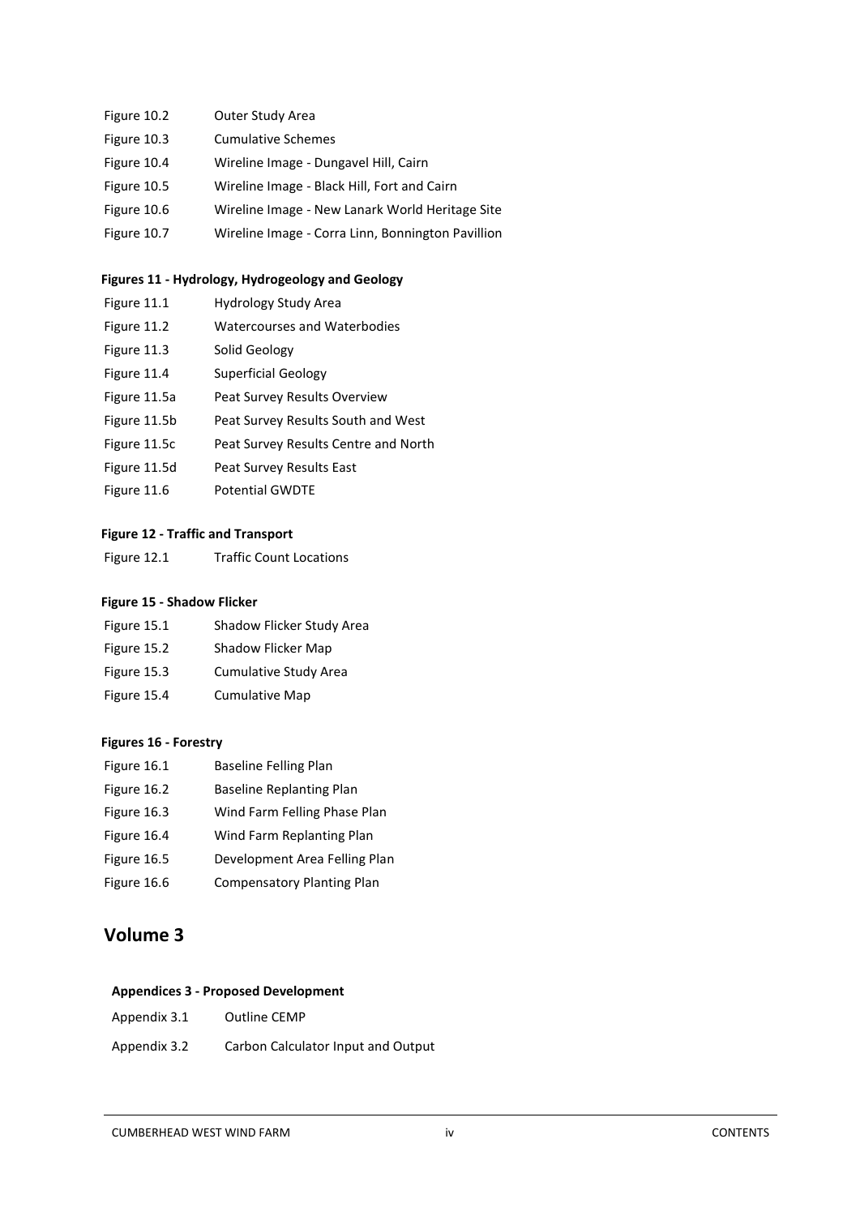| | |
|---|---|
| Figure 10.2 | Outer Study Area |
| Figure 10.3 | Cumulative Schemes |
| Figure 10.4 | Wireline Image - Dungavel Hill, Cairn |
| Figure 10.5 | Wireline Image - Black Hill, Fort and Cairn |
| Figure 10.6 | Wireline Image - New Lanark World Heritage Site |
| Figure 10.7 | Wireline Image - Corra Linn, Bonnington Pavillion |

**Figures 11 - Hydrology, Hydrogeology and Geology**

| | |
|---|---|
| Figure 11.1 | Hydrology Study Area |
| Figure 11.2 | Watercourses and Waterbodies |
| Figure 11.3 | Solid Geology |
| Figure 11.4 | Superficial Geology |
| Figure 11.5a | Peat Survey Results Overview |
| Figure 11.5b | Peat Survey Results South and West |
| Figure 11.5c | Peat Survey Results Centre and North |
| Figure 11.5d | Peat Survey Results East |
| Figure 11.6 | Potential GWDTE |

**Figure 12 - Traffic and Transport**

| | |
|---|---|
| Figure 12.1 | Traffic Count Locations |

**Figure 15 - Shadow Flicker**

| | |
|---|---|
| Figure 15.1 | Shadow Flicker Study Area |
| Figure 15.2 | Shadow Flicker Map |
| Figure 15.3 | Cumulative Study Area |
| Figure 15.4 | Cumulative Map |

**Figures 16 - Forestry**

| | |
|---|---|
| Figure 16.1 | Baseline Felling Plan |
| Figure 16.2 | Baseline Replanting Plan |
| Figure 16.3 | Wind Farm Felling Phase Plan |
| Figure 16.4 | Wind Farm Replanting Plan |
| Figure 16.5 | Development Area Felling Plan |
| Figure 16.6 | Compensatory Planting Plan |

# Volume 3

**Appendices 3 - Proposed Development**

| | |
|---|---|
| Appendix 3.1 | Outline CEMP |
| Appendix 3.2 | Carbon Calculator Input and Output |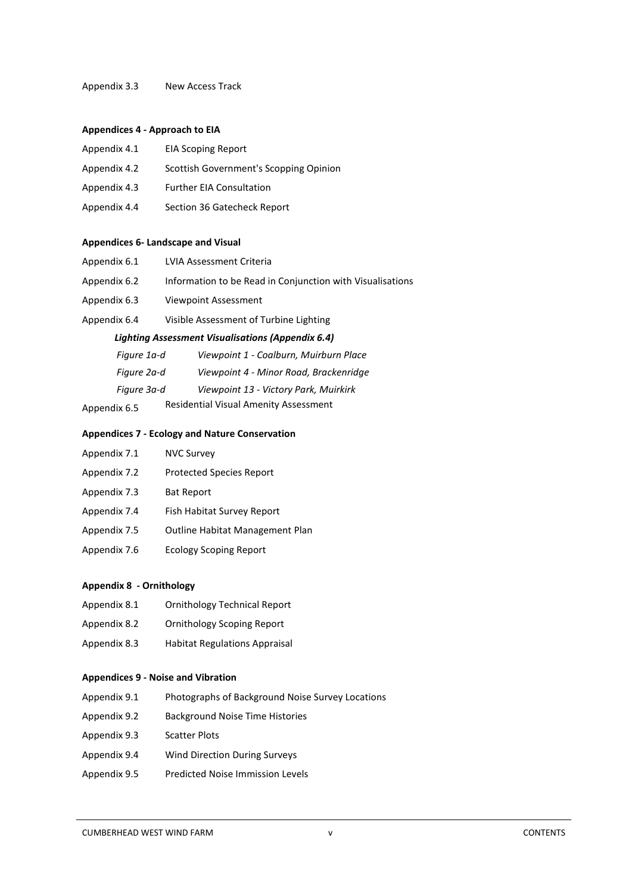Appendix 3.3 New Access Track

**Appendices 4 - Approach to EIA**

Appendix 4.1 EIA Scoping Report

Appendix 4.2 Scottish Government's Scopping Opinion

Appendix 4.3 Further EIA Consultation

Appendix 4.4 Section 36 Gatecheck Report

**Appendices 6- Landscape and Visual**

Appendix 6.1 LVIA Assessment Criteria

Appendix 6.2 Information to be Read in Conjunction with Visualisations

Appendix 6.3 Viewpoint Assessment

Appendix 6.4 Visible Assessment of Turbine Lighting

***Lighting Assessment Visualisations (Appendix 6.4)***

*Figure 1a-d Viewpoint 1 - Coalburn, Muirburn Place*

*Figure 2a-d Viewpoint 4 - Minor Road, Brackenridge*

*Figure 3a-d Viewpoint 13 - Victory Park, Muirkirk*

Appendix 6.5 Residential Visual Amenity Assessment

**Appendices 7 - Ecology and Nature Conservation**

Appendix 7.1 NVC Survey

Appendix 7.2 Protected Species Report

Appendix 7.3 Bat Report

Appendix 7.4 Fish Habitat Survey Report

Appendix 7.5 Outline Habitat Management Plan

Appendix 7.6 Ecology Scoping Report

**Appendix 8 - Ornithology**

Appendix 8.1 Ornithology Technical Report

Appendix 8.2 Ornithology Scoping Report

Appendix 8.3 Habitat Regulations Appraisal

**Appendices 9 - Noise and Vibration**

Appendix 9.1 Photographs of Background Noise Survey Locations

Appendix 9.2 Background Noise Time Histories

Appendix 9.3 Scatter Plots

Appendix 9.4 Wind Direction During Surveys

Appendix 9.5 Predicted Noise Immission Levels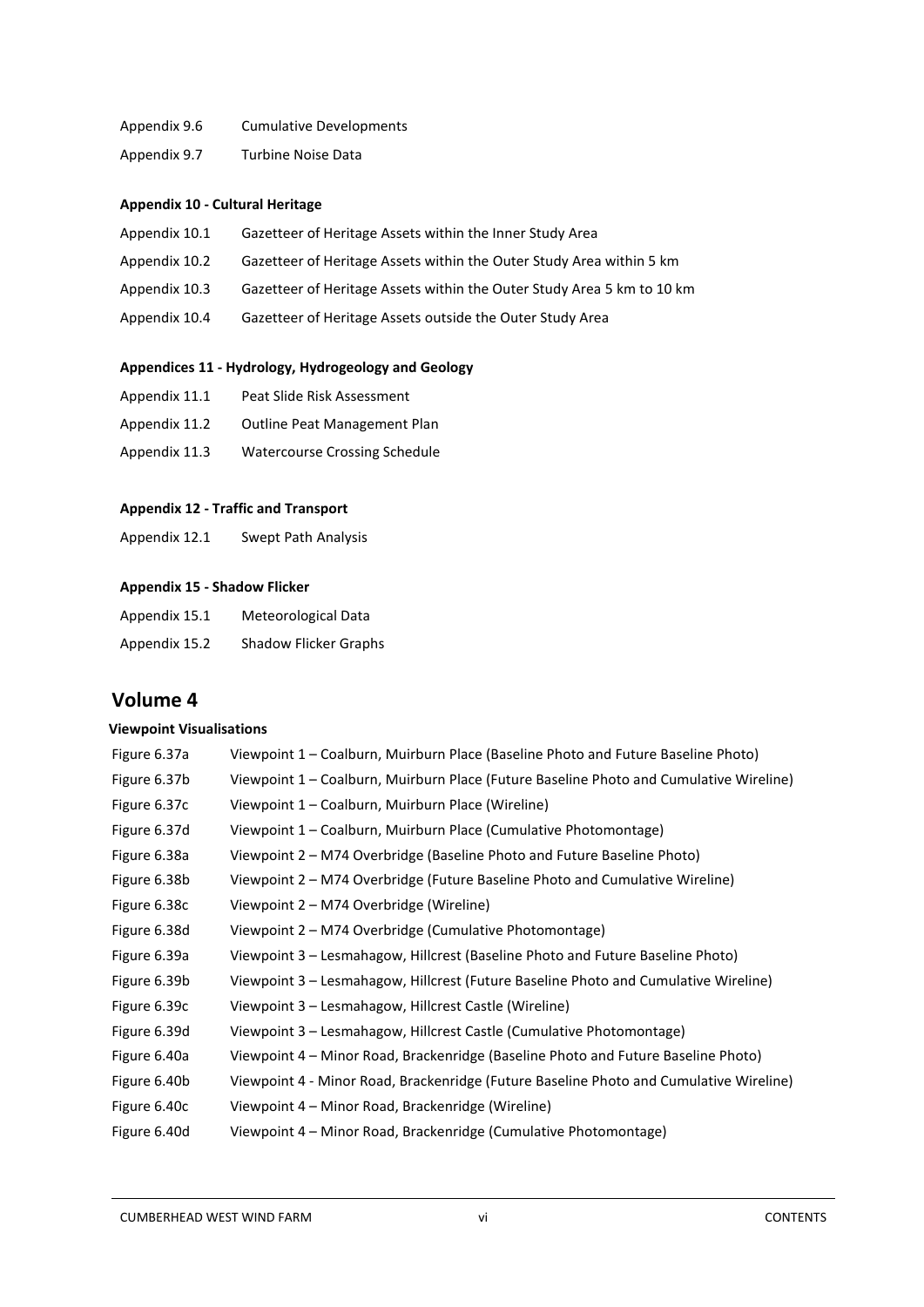| | |
|---|---|
| Appendix 9.6 | Cumulative Developments |
| Appendix 9.7 | Turbine Noise Data |

**Appendix 10 - Cultural Heritage**

| | |
|---|---|
| Appendix 10.1 | Gazetteer of Heritage Assets within the Inner Study Area |
| Appendix 10.2 | Gazetteer of Heritage Assets within the Outer Study Area within 5 km |
| Appendix 10.3 | Gazetteer of Heritage Assets within the Outer Study Area 5 km to 10 km |
| Appendix 10.4 | Gazetteer of Heritage Assets outside the Outer Study Area |

**Appendices 11 - Hydrology, Hydrogeology and Geology**

| | |
|---|---|
| Appendix 11.1 | Peat Slide Risk Assessment |
| Appendix 11.2 | Outline Peat Management Plan |
| Appendix 11.3 | Watercourse Crossing Schedule |

**Appendix 12 - Traffic and Transport**

| | |
|---|---|
| Appendix 12.1 | Swept Path Analysis |

**Appendix 15 - Shadow Flicker**

| | |
|---|---|
| Appendix 15.1 | Meteorological Data |
| Appendix 15.2 | Shadow Flicker Graphs |

## Volume 4

**Viewpoint Visualisations**

| | |
|---|---|
| Figure 6.37a | Viewpoint 1 – Coalburn, Muirburn Place (Baseline Photo and Future Baseline Photo) |
| Figure 6.37b | Viewpoint 1 – Coalburn, Muirburn Place (Future Baseline Photo and Cumulative Wireline) |
| Figure 6.37c | Viewpoint 1 – Coalburn, Muirburn Place (Wireline) |
| Figure 6.37d | Viewpoint 1 – Coalburn, Muirburn Place (Cumulative Photomontage) |
| Figure 6.38a | Viewpoint 2 – M74 Overbridge (Baseline Photo and Future Baseline Photo) |
| Figure 6.38b | Viewpoint 2 – M74 Overbridge (Future Baseline Photo and Cumulative Wireline) |
| Figure 6.38c | Viewpoint 2 – M74 Overbridge (Wireline) |
| Figure 6.38d | Viewpoint 2 – M74 Overbridge (Cumulative Photomontage) |
| Figure 6.39a | Viewpoint 3 – Lesmahagow, Hillcrest (Baseline Photo and Future Baseline Photo) |
| Figure 6.39b | Viewpoint 3 – Lesmahagow, Hillcrest (Future Baseline Photo and Cumulative Wireline) |
| Figure 6.39c | Viewpoint 3 – Lesmahagow, Hillcrest Castle (Wireline) |
| Figure 6.39d | Viewpoint 3 – Lesmahagow, Hillcrest Castle (Cumulative Photomontage) |
| Figure 6.40a | Viewpoint 4 – Minor Road, Brackenridge (Baseline Photo and Future Baseline Photo) |
| Figure 6.40b | Viewpoint 4 - Minor Road, Brackenridge (Future Baseline Photo and Cumulative Wireline) |
| Figure 6.40c | Viewpoint 4 – Minor Road, Brackenridge (Wireline) |
| Figure 6.40d | Viewpoint 4 – Minor Road, Brackenridge (Cumulative Photomontage) |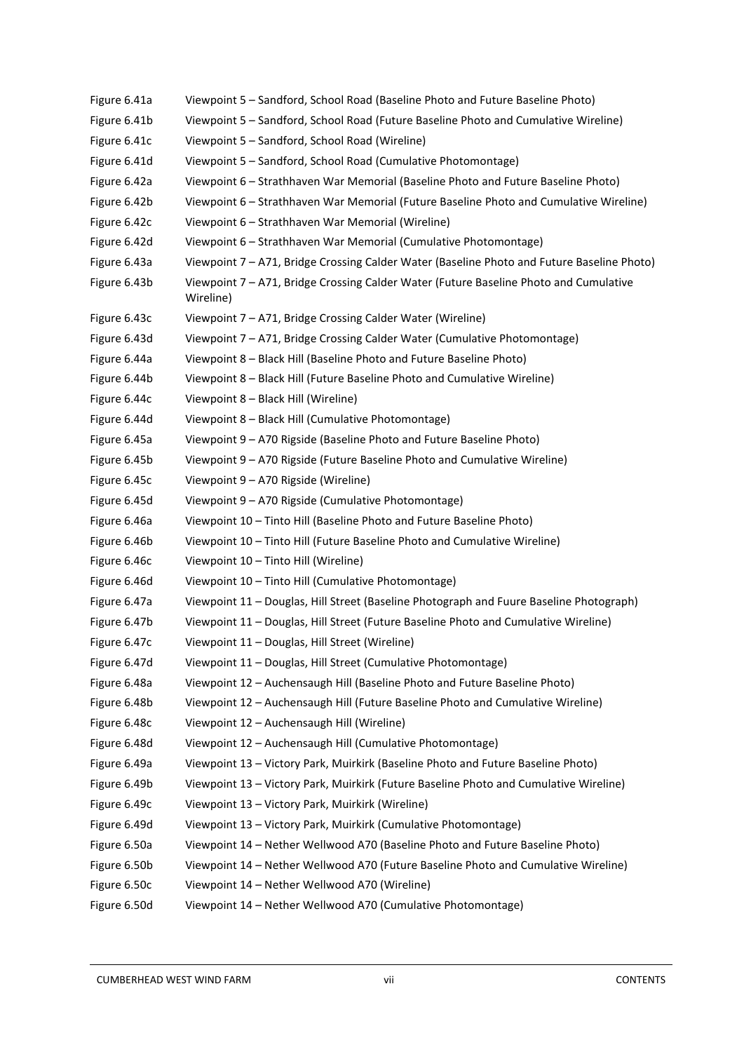| | |
|---|---|
| Figure 6.41a | Viewpoint 5 – Sandford, School Road (Baseline Photo and Future Baseline Photo) |
| Figure 6.41b | Viewpoint 5 – Sandford, School Road (Future Baseline Photo and Cumulative Wireline) |
| Figure 6.41c | Viewpoint 5 – Sandford, School Road (Wireline) |
| Figure 6.41d | Viewpoint 5 – Sandford, School Road (Cumulative Photomontage) |
| Figure 6.42a | Viewpoint 6 – Strathhaven War Memorial (Baseline Photo and Future Baseline Photo) |
| Figure 6.42b | Viewpoint 6 – Strathhaven War Memorial (Future Baseline Photo and Cumulative Wireline) |
| Figure 6.42c | Viewpoint 6 – Strathhaven War Memorial (Wireline) |
| Figure 6.42d | Viewpoint 6 – Strathhaven War Memorial (Cumulative Photomontage) |
| Figure 6.43a | Viewpoint 7 – A71, Bridge Crossing Calder Water (Baseline Photo and Future Baseline Photo) |
| Figure 6.43b | Viewpoint 7 – A71, Bridge Crossing Calder Water (Future Baseline Photo and Cumulative Wireline) |
| Figure 6.43c | Viewpoint 7 – A71, Bridge Crossing Calder Water (Wireline) |
| Figure 6.43d | Viewpoint 7 – A71, Bridge Crossing Calder Water (Cumulative Photomontage) |
| Figure 6.44a | Viewpoint 8 – Black Hill (Baseline Photo and Future Baseline Photo) |
| Figure 6.44b | Viewpoint 8 – Black Hill (Future Baseline Photo and Cumulative Wireline) |
| Figure 6.44c | Viewpoint 8 – Black Hill (Wireline) |
| Figure 6.44d | Viewpoint 8 – Black Hill (Cumulative Photomontage) |
| Figure 6.45a | Viewpoint 9 – A70 Rigside (Baseline Photo and Future Baseline Photo) |
| Figure 6.45b | Viewpoint 9 – A70 Rigside (Future Baseline Photo and Cumulative Wireline) |
| Figure 6.45c | Viewpoint 9 – A70 Rigside (Wireline) |
| Figure 6.45d | Viewpoint 9 – A70 Rigside (Cumulative Photomontage) |
| Figure 6.46a | Viewpoint 10 – Tinto Hill (Baseline Photo and Future Baseline Photo) |
| Figure 6.46b | Viewpoint 10 – Tinto Hill (Future Baseline Photo and Cumulative Wireline) |
| Figure 6.46c | Viewpoint 10 – Tinto Hill (Wireline) |
| Figure 6.46d | Viewpoint 10 – Tinto Hill (Cumulative Photomontage) |
| Figure 6.47a | Viewpoint 11 – Douglas, Hill Street (Baseline Photograph and Fuure Baseline Photograph) |
| Figure 6.47b | Viewpoint 11 – Douglas, Hill Street (Future Baseline Photo and Cumulative Wireline) |
| Figure 6.47c | Viewpoint 11 – Douglas, Hill Street (Wireline) |
| Figure 6.47d | Viewpoint 11 – Douglas, Hill Street (Cumulative Photomontage) |
| Figure 6.48a | Viewpoint 12 – Auchensaugh Hill (Baseline Photo and Future Baseline Photo) |
| Figure 6.48b | Viewpoint 12 – Auchensaugh Hill (Future Baseline Photo and Cumulative Wireline) |
| Figure 6.48c | Viewpoint 12 – Auchensaugh Hill (Wireline) |
| Figure 6.48d | Viewpoint 12 – Auchensaugh Hill (Cumulative Photomontage) |
| Figure 6.49a | Viewpoint 13 – Victory Park, Muirkirk (Baseline Photo and Future Baseline Photo) |
| Figure 6.49b | Viewpoint 13 – Victory Park, Muirkirk (Future Baseline Photo and Cumulative Wireline) |
| Figure 6.49c | Viewpoint 13 – Victory Park, Muirkirk (Wireline) |
| Figure 6.49d | Viewpoint 13 – Victory Park, Muirkirk (Cumulative Photomontage) |
| Figure 6.50a | Viewpoint 14 – Nether Wellwood A70 (Baseline Photo and Future Baseline Photo) |
| Figure 6.50b | Viewpoint 14 – Nether Wellwood A70 (Future Baseline Photo and Cumulative Wireline) |
| Figure 6.50c | Viewpoint 14 – Nether Wellwood A70 (Wireline) |
| Figure 6.50d | Viewpoint 14 – Nether Wellwood A70 (Cumulative Photomontage) |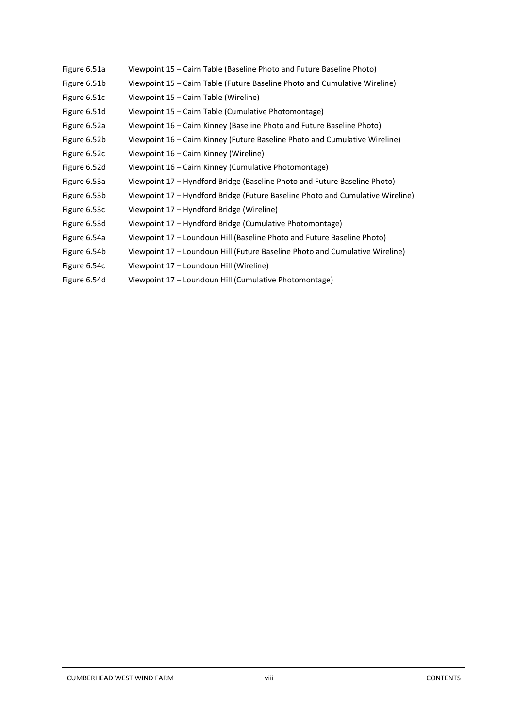| | |
|---|---|
| Figure 6.51a | Viewpoint 15 – Cairn Table (Baseline Photo and Future Baseline Photo) |
| Figure 6.51b | Viewpoint 15 – Cairn Table (Future Baseline Photo and Cumulative Wireline) |
| Figure 6.51c | Viewpoint 15 – Cairn Table (Wireline) |
| Figure 6.51d | Viewpoint 15 – Cairn Table (Cumulative Photomontage) |
| Figure 6.52a | Viewpoint 16 – Cairn Kinney (Baseline Photo and Future Baseline Photo) |
| Figure 6.52b | Viewpoint 16 – Cairn Kinney (Future Baseline Photo and Cumulative Wireline) |
| Figure 6.52c | Viewpoint 16 – Cairn Kinney (Wireline) |
| Figure 6.52d | Viewpoint 16 – Cairn Kinney (Cumulative Photomontage) |
| Figure 6.53a | Viewpoint 17 – Hyndford Bridge (Baseline Photo and Future Baseline Photo) |
| Figure 6.53b | Viewpoint 17 – Hyndford Bridge (Future Baseline Photo and Cumulative Wireline) |
| Figure 6.53c | Viewpoint 17 – Hyndford Bridge (Wireline) |
| Figure 6.53d | Viewpoint 17 – Hyndford Bridge (Cumulative Photomontage) |
| Figure 6.54a | Viewpoint 17 – Loundoun Hill (Baseline Photo and Future Baseline Photo) |
| Figure 6.54b | Viewpoint 17 – Loundoun Hill (Future Baseline Photo and Cumulative Wireline) |
| Figure 6.54c | Viewpoint 17 – Loundoun Hill (Wireline) |
| Figure 6.54d | Viewpoint 17 – Loundoun Hill (Cumulative Photomontage) |